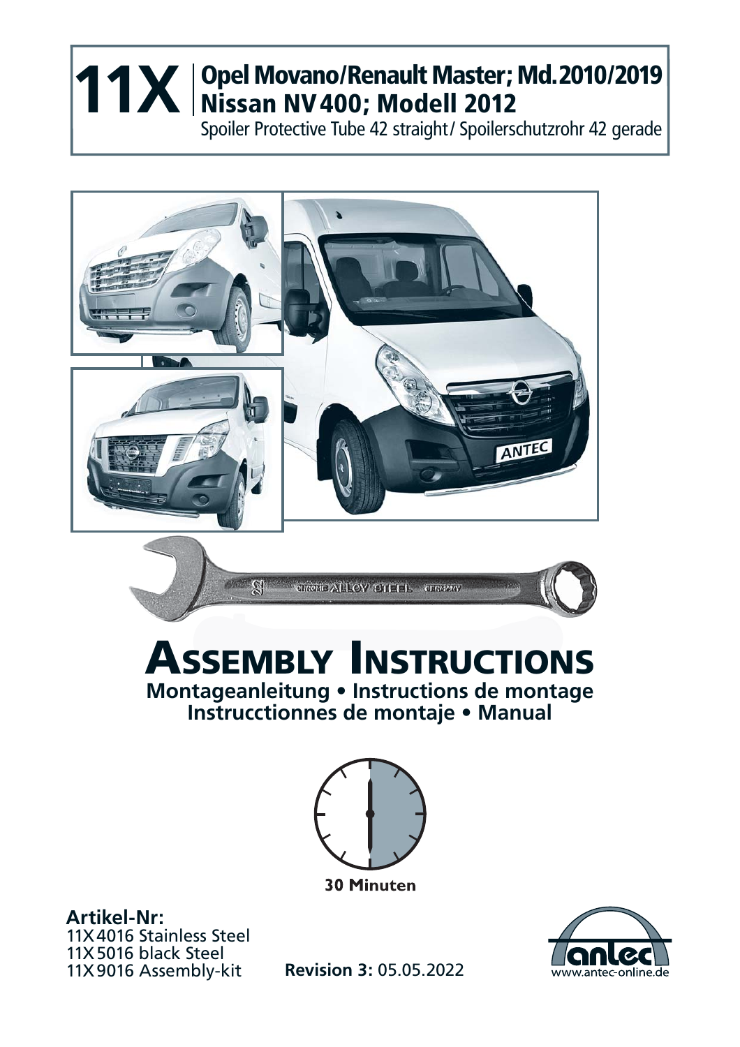# 11X | Opel Movano/Renault Master; Md. 2010/2019 Nissan NV400; Modell 2012

Spoiler Protective Tube 42 straight / Spoilerschutzrohr 42 gerade

# Assembly Instructions

**Montageanleitung • Instructions de montage**
**Instrucctionnes de montaje • Manual**

**30 Minuten**

**Artikel-Nr:**
11X 4016 Stainless Steel
11X 5016 black Steel
11X 9016 Assembly-kit

**Revision 3:** 05.05.2022

www.antec-online.de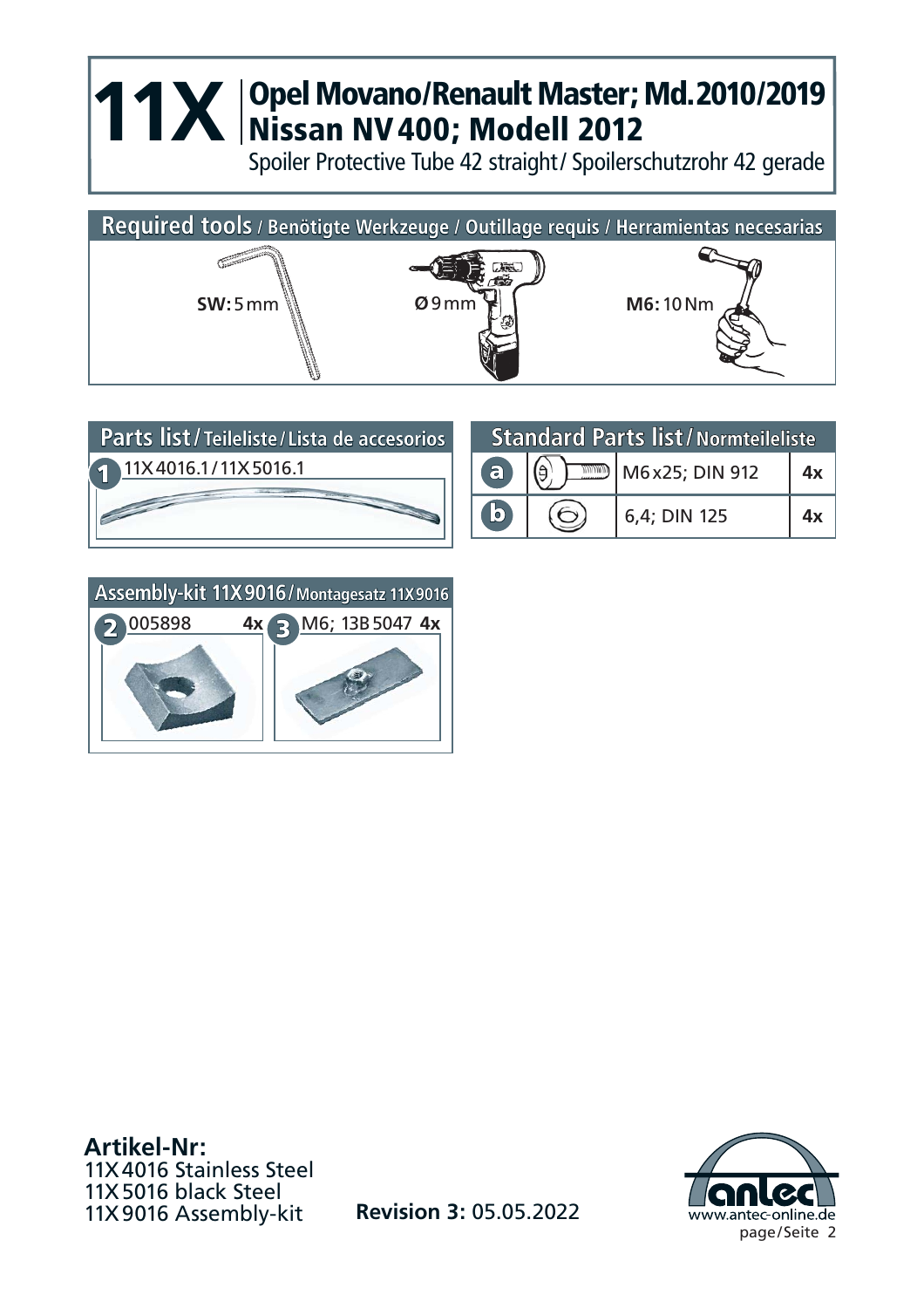# 11X Opel Movano/Renault Master; Md. 2010/2019 Nissan NV 400; Modell 2012

Spoiler Protective Tube 42 straight / Spoilerschutzrohr 42 gerade

## Required tools / Benötigte Werkzeuge / Outillage requis / Herramientas necesarias

**SW:** 5 mm

**Ø** 9 mm

**M6:** 10 Nm

## Parts list / Teileliste / Lista de accesorios

1. 11X 4016.1 / 11X 5016.1

## Standard Parts list / Normteileliste

| | | | |
|---|---|---|---|
| a | | M6x25; DIN 912 | 4x |
| b | | 6,4; DIN 125 | 4x |

## Assembly-kit 11X 9016 / Montagesatz 11X 9016

2. 005898 **4x**
3. M6; 13B 5047 **4x**

**Artikel-Nr:**
11X 4016 Stainless Steel
11X 5016 black Steel
11X 9016 Assembly-kit

**Revision 3:** 05.05.2022

www.antec-online.de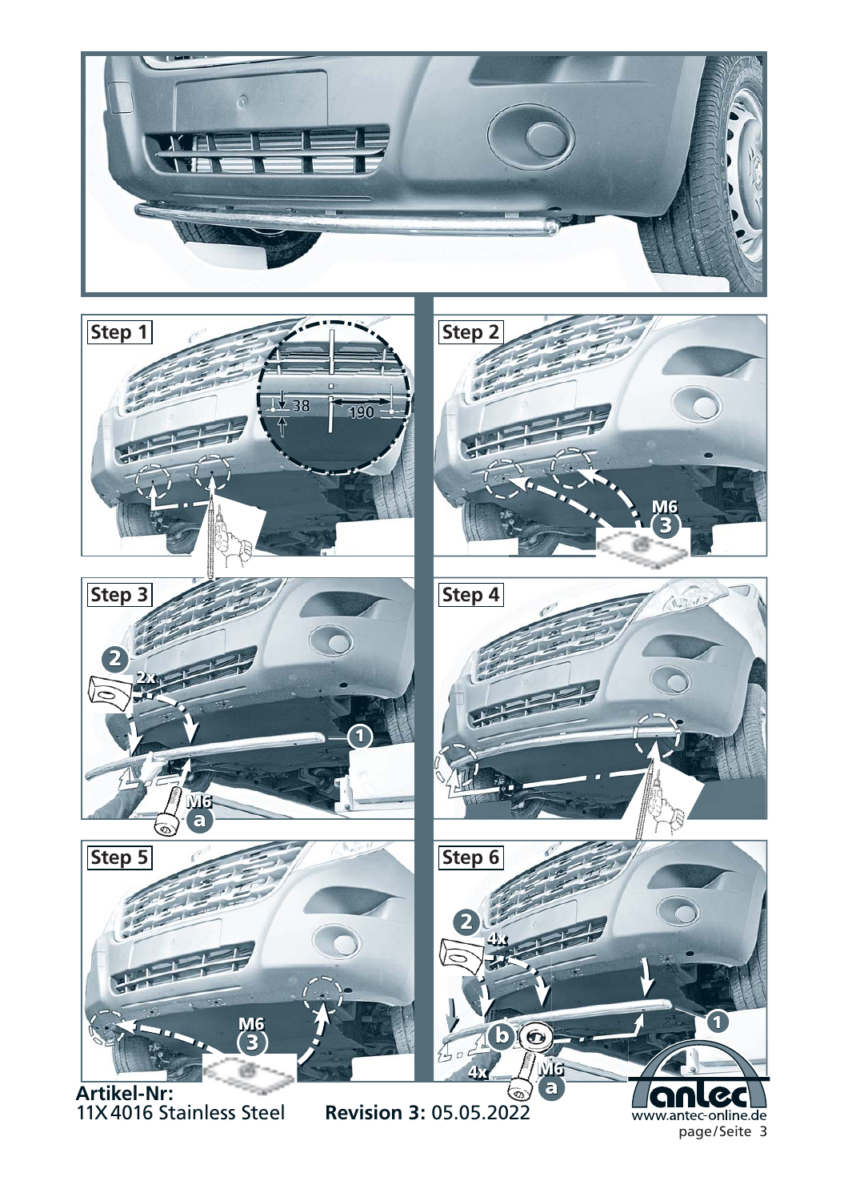**Step 1**

38

190

**Step 2**

M6

3

**Step 3**

2

2x

1

M6

a

**Step 4**

**Step 5**

M6

3

**Step 6**

2

4x

b

4x

M6

a

1

**Artikel-Nr:**
11X 4016 Stainless Steel

**Revision 3:** 05.05.2022

antec
www.antec-online.de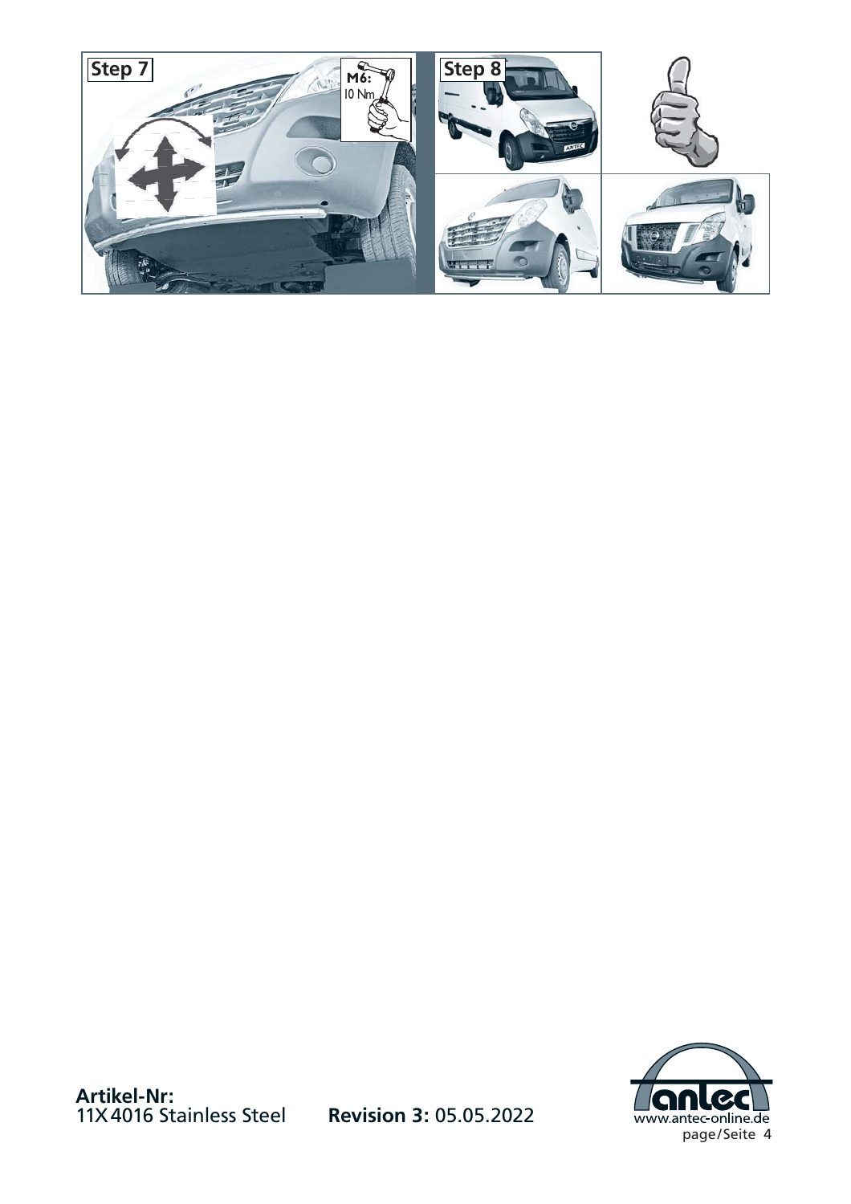Step 7

M6:
10 Nm

Step 8

**Artikel-Nr:**
11X 4016 Stainless Steel

**Revision 3:** 05.05.2022